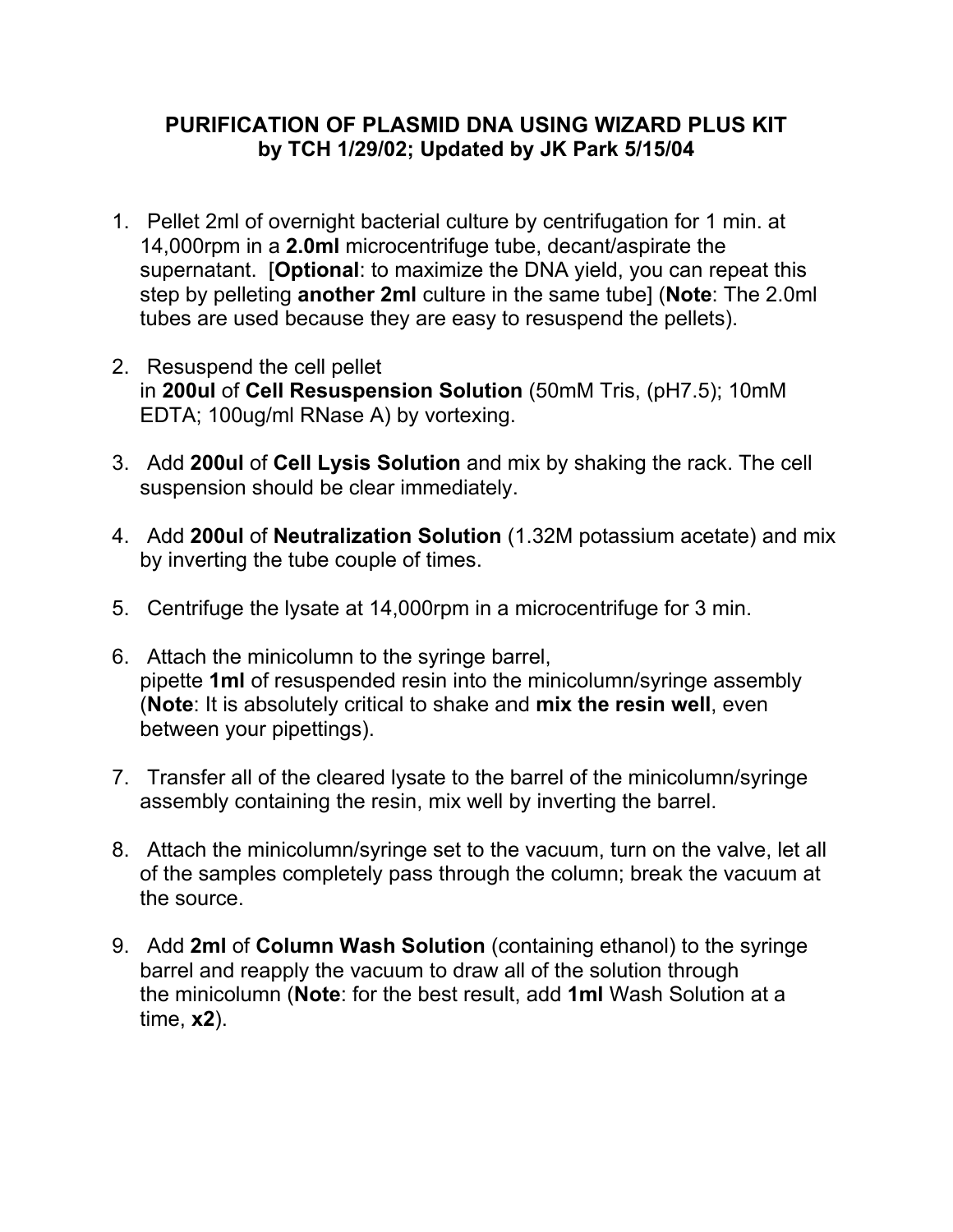# PURIFICATION OF PLASMID DNA USING WIZARD PLUS KIT
## by TCH 1/29/02; Updated by JK Park 5/15/04

1. Pellet 2ml of overnight bacterial culture by centrifugation for 1 min. at 14,000rpm in a **2.0ml** microcentrifuge tube, decant/aspirate the supernatant. [**Optional**: to maximize the DNA yield, you can repeat this step by pelleting **another 2ml** culture in the same tube] (**Note**: The 2.0ml tubes are used because they are easy to resuspend the pellets).

2. Resuspend the cell pellet in **200ul** of **Cell Resuspension Solution** (50mM Tris, (pH7.5); 10mM EDTA; 100ug/ml RNase A) by vortexing.

3. Add **200ul** of **Cell Lysis Solution** and mix by shaking the rack. The cell suspension should be clear immediately.

4. Add **200ul** of **Neutralization Solution** (1.32M potassium acetate) and mix by inverting the tube couple of times.

5. Centrifuge the lysate at 14,000rpm in a microcentrifuge for 3 min.

6. Attach the minicolumn to the syringe barrel, pipette **1ml** of resuspended resin into the minicolumn/syringe assembly (**Note**: It is absolutely critical to shake and **mix the resin well**, even between your pipettings).

7. Transfer all of the cleared lysate to the barrel of the minicolumn/syringe assembly containing the resin, mix well by inverting the barrel.

8. Attach the minicolumn/syringe set to the vacuum, turn on the valve, let all of the samples completely pass through the column; break the vacuum at the source.

9. Add **2ml** of **Column Wash Solution** (containing ethanol) to the syringe barrel and reapply the vacuum to draw all of the solution through the minicolumn (**Note**: for the best result, add **1ml** Wash Solution at a time, **x2**).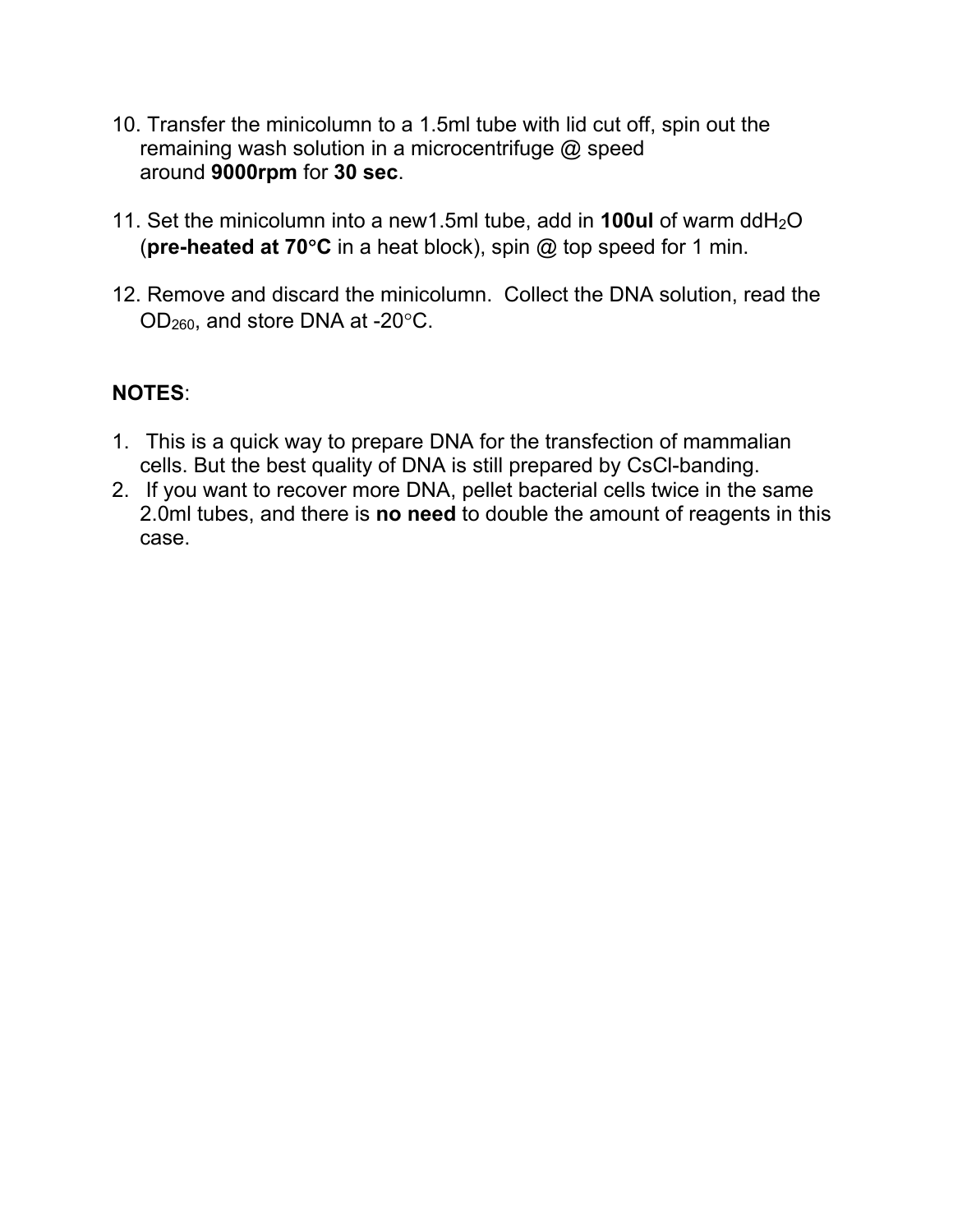10. Transfer the minicolumn to a 1.5ml tube with lid cut off, spin out the remaining wash solution in a microcentrifuge @ speed around **9000rpm** for **30 sec**.

11. Set the minicolumn into a new1.5ml tube, add in **100ul** of warm $ddH_2O$ (**pre-heated at 70°C** in a heat block), spin @ top speed for 1 min.

12. Remove and discard the minicolumn. Collect the DNA solution, read the $OD_{260}$, and store DNA at -20°C.

**NOTES**:

1. This is a quick way to prepare DNA for the transfection of mammalian cells. But the best quality of DNA is still prepared by CsCl-banding.
2. If you want to recover more DNA, pellet bacterial cells twice in the same 2.0ml tubes, and there is **no need** to double the amount of reagents in this case.